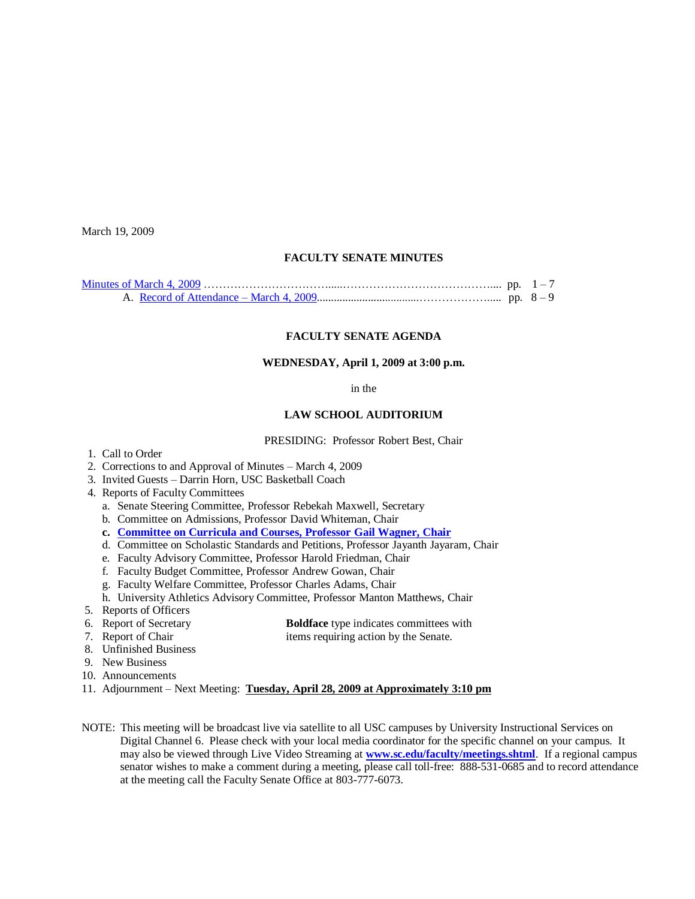March 19, 2009

**FACULTY SENATE MINUTES**

Minutes of March 4, 2009 ……………………………....…………………………………..... pp. 1 – 7
A. Record of Attendance – March 4, 2009.................................…………………..... pp. 8 – 9

**FACULTY SENATE AGENDA**

**WEDNESDAY, April 1, 2009 at 3:00 p.m.**

in the

**LAW SCHOOL AUDITORIUM**

PRESIDING: Professor Robert Best, Chair

1. Call to Order
2. Corrections to and Approval of Minutes – March 4, 2009
3. Invited Guests – Darrin Horn, USC Basketball Coach
4. Reports of Faculty Committees
   a. Senate Steering Committee, Professor Rebekah Maxwell, Secretary
   b. Committee on Admissions, Professor David Whiteman, Chair
   **c. Committee on Curricula and Courses, Professor Gail Wagner, Chair**
   d. Committee on Scholastic Standards and Petitions, Professor Jayanth Jayaram, Chair
   e. Faculty Advisory Committee, Professor Harold Friedman, Chair
   f. Faculty Budget Committee, Professor Andrew Gowan, Chair
   g. Faculty Welfare Committee, Professor Charles Adams, Chair
   h. University Athletics Advisory Committee, Professor Manton Matthews, Chair
5. Reports of Officers
6. Report of Secretary
7. Report of Chair
8. Unfinished Business
9. New Business
10. Announcements
11. Adjournment – Next Meeting: **Tuesday, April 28, 2009 at Approximately 3:10 pm**

**Boldface** type indicates committees with items requiring action by the Senate.

NOTE: This meeting will be broadcast live via satellite to all USC campuses by University Instructional Services on Digital Channel 6. Please check with your local media coordinator for the specific channel on your campus. It may also be viewed through Live Video Streaming at **www.sc.edu/faculty/meetings.shtml**. If a regional campus senator wishes to make a comment during a meeting, please call toll-free: 888-531-0685 and to record attendance at the meeting call the Faculty Senate Office at 803-777-6073.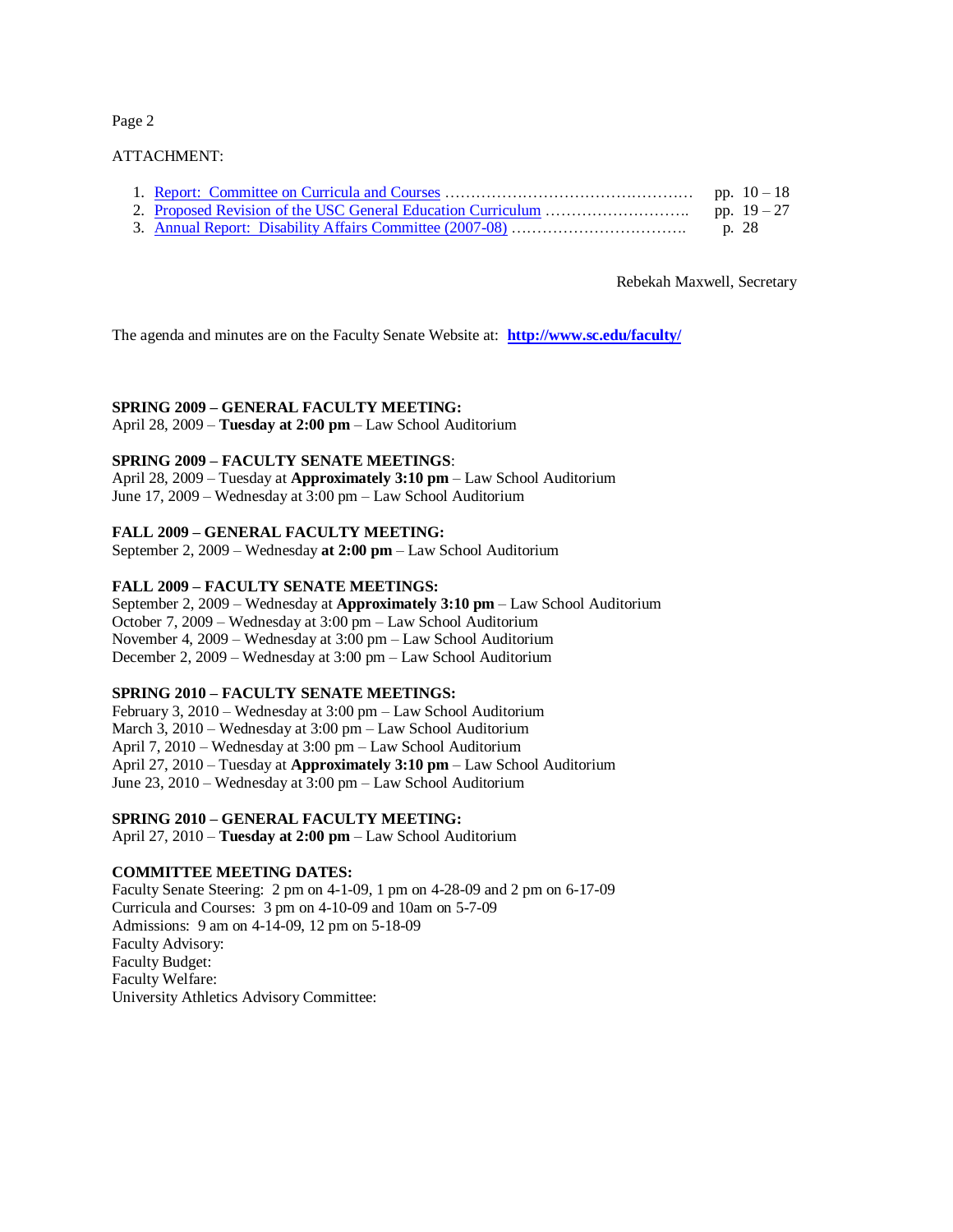ATTACHMENT:

1. Report: Committee on Curricula and Courses ………………………………………… pp. 10 – 18
2. Proposed Revision of the USC General Education Curriculum ……………………….. pp. 19 – 27
3. Annual Report: Disability Affairs Committee (2007-08) ……………………………. p. 28

Rebekah Maxwell, Secretary

The agenda and minutes are on the Faculty Senate Website at: **http://www.sc.edu/faculty/**

**SPRING 2009 – GENERAL FACULTY MEETING:**
April 28, 2009 – **Tuesday at 2:00 pm** – Law School Auditorium

**SPRING 2009 – FACULTY SENATE MEETINGS**:
April 28, 2009 – Tuesday at **Approximately 3:10 pm** – Law School Auditorium
June 17, 2009 – Wednesday at 3:00 pm – Law School Auditorium

**FALL 2009 – GENERAL FACULTY MEETING:**
September 2, 2009 – Wednesday **at 2:00 pm** – Law School Auditorium

**FALL 2009 – FACULTY SENATE MEETINGS:**
September 2, 2009 – Wednesday at **Approximately 3:10 pm** – Law School Auditorium
October 7, 2009 – Wednesday at 3:00 pm – Law School Auditorium
November 4, 2009 – Wednesday at 3:00 pm – Law School Auditorium
December 2, 2009 – Wednesday at 3:00 pm – Law School Auditorium

**SPRING 2010 – FACULTY SENATE MEETINGS:**
February 3, 2010 – Wednesday at 3:00 pm – Law School Auditorium
March 3, 2010 – Wednesday at 3:00 pm – Law School Auditorium
April 7, 2010 – Wednesday at 3:00 pm – Law School Auditorium
April 27, 2010 – Tuesday at **Approximately 3:10 pm** – Law School Auditorium
June 23, 2010 – Wednesday at 3:00 pm – Law School Auditorium

**SPRING 2010 – GENERAL FACULTY MEETING:**
April 27, 2010 – **Tuesday at 2:00 pm** – Law School Auditorium

**COMMITTEE MEETING DATES:**
Faculty Senate Steering: 2 pm on 4-1-09, 1 pm on 4-28-09 and 2 pm on 6-17-09
Curricula and Courses: 3 pm on 4-10-09 and 10am on 5-7-09
Admissions: 9 am on 4-14-09, 12 pm on 5-18-09
Faculty Advisory:
Faculty Budget:
Faculty Welfare:
University Athletics Advisory Committee: